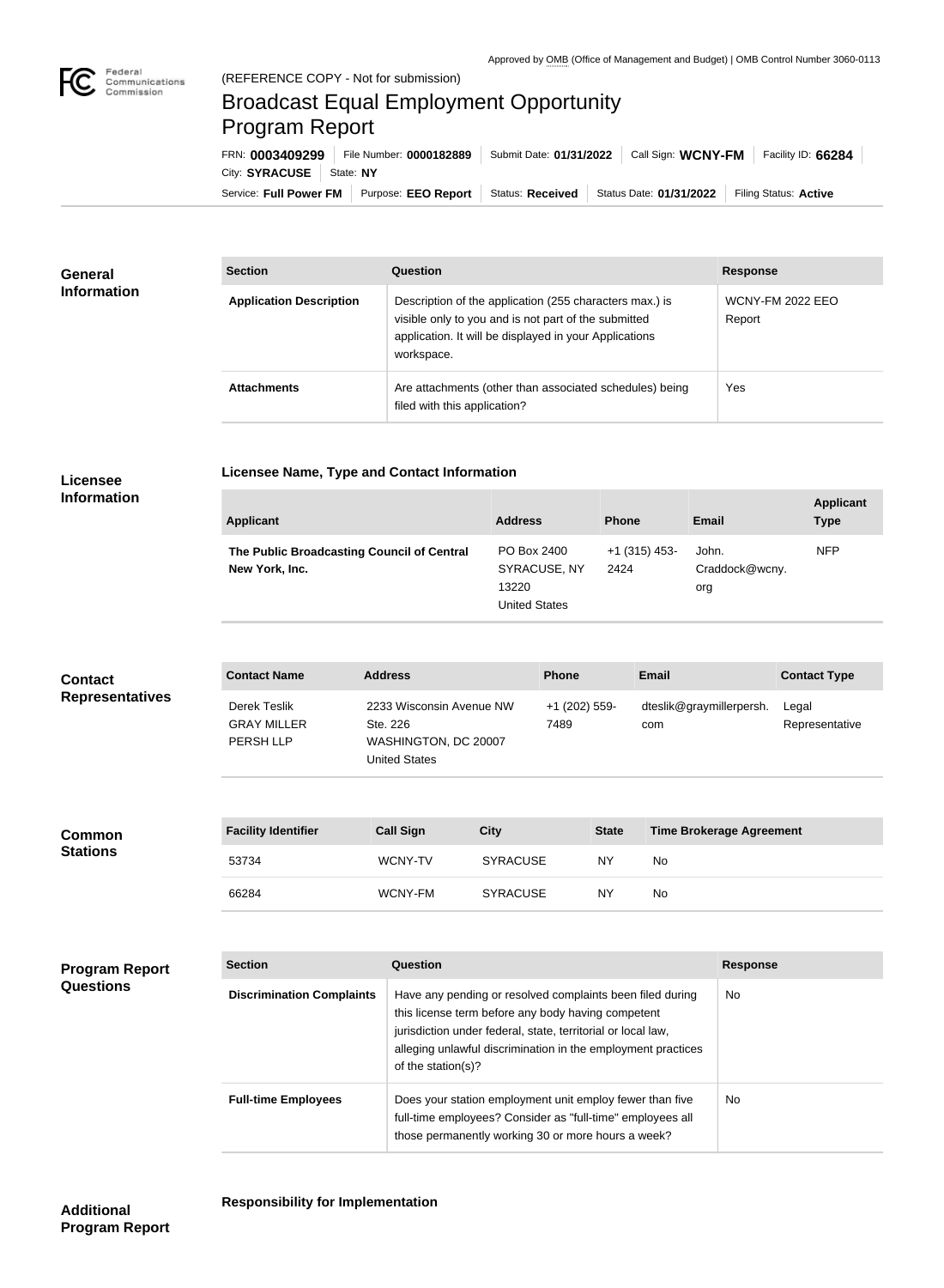Approved by OMB (Office of Management and Budget) | OMB Control Number 3060-0113

(REFERENCE COPY - Not for submission)

# Broadcast Equal Employment Opportunity Program Report

FRN: **0003409299** | File Number: **0000182889** | Submit Date: **01/31/2022** | Call Sign: **WCNY-FM** | Facility ID: **66284** | City: **SYRACUSE** | State: **NY**

Service: **Full Power FM** | Purpose: **EEO Report** | Status: **Received** | Status Date: **01/31/2022** | Filing Status: **Active**

## General Information

| Section | Question | Response |
|---|---|---|
| **Application Description** | Description of the application (255 characters max.) is visible only to you and is not part of the submitted application. It will be displayed in your Applications workspace. | WCNY-FM 2022 EEO Report |
| **Attachments** | Are attachments (other than associated schedules) being filed with this application? | Yes |

## Licensee Information

**Licensee Name, Type and Contact Information**

| Applicant | Address | Phone | Email | Applicant Type |
|---|---|---|---|---|
| **The Public Broadcasting Council of Central New York, Inc.** | PO Box 2400 SYRACUSE, NY 13220 United States | +1 (315) 453-2424 | John.Craddock@wcny.org | NFP |

## Contact Representatives

| Contact Name | Address | Phone | Email | Contact Type |
|---|---|---|---|---|
| Derek Teslik GRAY MILLER PERSH LLP | 2233 Wisconsin Avenue NW Ste. 226 WASHINGTON, DC 20007 United States | +1 (202) 559-7489 | dteslik@graymillerpersh.com | Legal Representative |

## Common Stations

| Facility Identifier | Call Sign | City | State | Time Brokerage Agreement |
|---|---|---|---|---|
| 53734 | WCNY-TV | SYRACUSE | NY | No |
| 66284 | WCNY-FM | SYRACUSE | NY | No |

## Program Report Questions

| Section | Question | Response |
|---|---|---|
| **Discrimination Complaints** | Have any pending or resolved complaints been filed during this license term before any body having competent jurisdiction under federal, state, territorial or local law, alleging unlawful discrimination in the employment practices of the station(s)? | No |
| **Full-time Employees** | Does your station employment unit employ fewer than five full-time employees? Consider as "full-time" employees all those permanently working 30 or more hours a week? | No |

## Additional Program Report

**Responsibility for Implementation**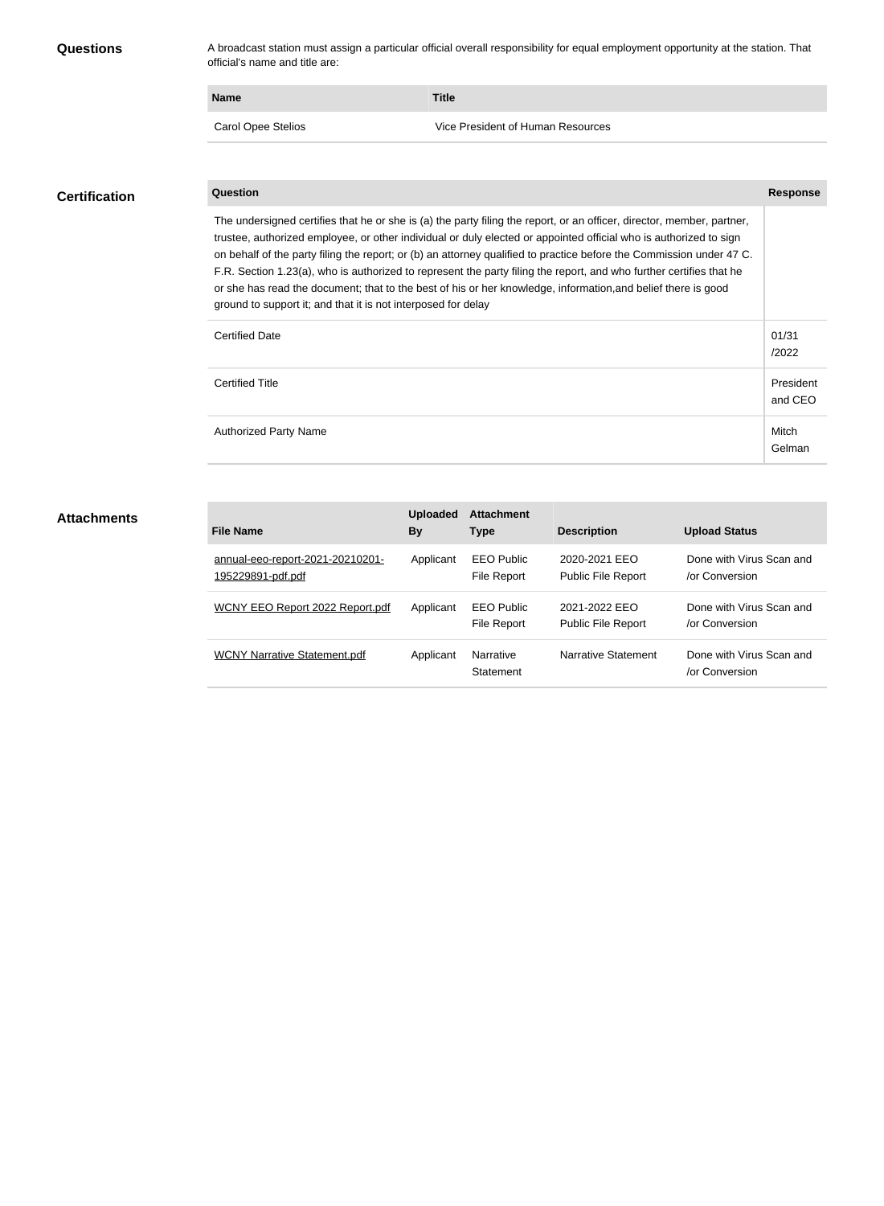## Questions

A broadcast station must assign a particular official overall responsibility for equal employment opportunity at the station. That official's name and title are:

| Name | Title |
| --- | --- |
| Carol Opee Stelios | Vice President of Human Resources |

## Certification

| Question | Response |
| --- | --- |
| The undersigned certifies that he or she is (a) the party filing the report, or an officer, director, member, partner, trustee, authorized employee, or other individual or duly elected or appointed official who is authorized to sign on behalf of the party filing the report; or (b) an attorney qualified to practice before the Commission under 47 C. F.R. Section 1.23(a), who is authorized to represent the party filing the report, and who further certifies that he or she has read the document; that to the best of his or her knowledge, information,and belief there is good ground to support it; and that it is not interposed for delay | |
| Certified Date | 01/31 /2022 |
| Certified Title | President and CEO |
| Authorized Party Name | Mitch Gelman |

## Attachments

| File Name | Uploaded By | Attachment Type | Description | Upload Status |
| --- | --- | --- | --- | --- |
| annual-eeo-report-2021-20210201-195229891-pdf.pdf | Applicant | EEO Public File Report | 2020-2021 EEO Public File Report | Done with Virus Scan and /or Conversion |
| WCNY EEO Report 2022 Report.pdf | Applicant | EEO Public File Report | 2021-2022 EEO Public File Report | Done with Virus Scan and /or Conversion |
| WCNY Narrative Statement.pdf | Applicant | Narrative Statement | Narrative Statement | Done with Virus Scan and /or Conversion |